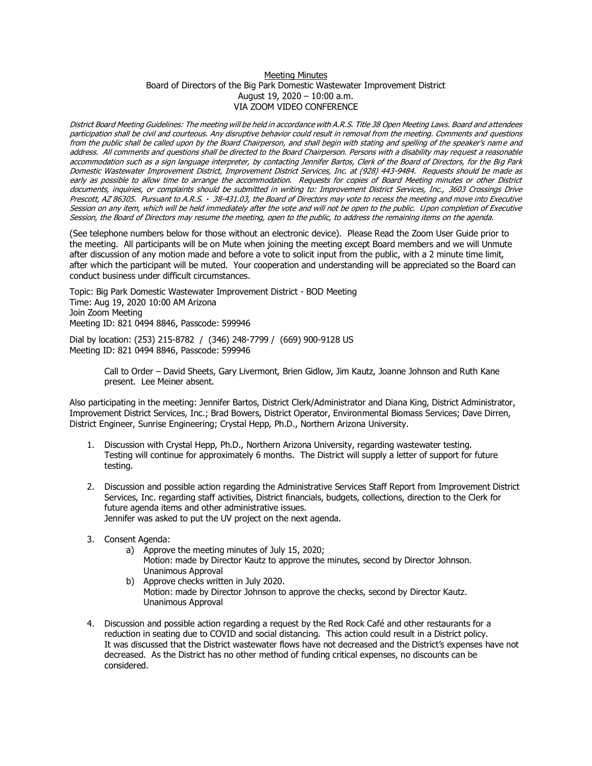Meeting Minutes
Board of Directors of the Big Park Domestic Wastewater Improvement District
August 19, 2020 – 10:00 a.m.
VIA ZOOM VIDEO CONFERENCE

*District Board Meeting Guidelines: The meeting will be held in accordance with A.R.S. Title 38 Open Meeting Laws. Board and attendees participation shall be civil and courteous. Any disruptive behavior could result in removal from the meeting. Comments and questions from the public shall be called upon by the Board Chairperson, and shall begin with stating and spelling of the speaker's name and address. All comments and questions shall be directed to the Board Chairperson. Persons with a disability may request a reasonable accommodation such as a sign language interpreter, by contacting Jennifer Bartos, Clerk of the Board of Directors, for the Big Park Domestic Wastewater Improvement District, Improvement District Services, Inc. at (928) 443-9484. Requests should be made as early as possible to allow time to arrange the accommodation. Requests for copies of Board Meeting minutes or other District documents, inquiries, or complaints should be submitted in writing to: Improvement District Services, Inc., 3603 Crossings Drive Prescott, AZ 86305. Pursuant to A.R.S. · 38-431.03, the Board of Directors may vote to recess the meeting and move into Executive Session on any item, which will be held immediately after the vote and will not be open to the public. Upon completion of Executive Session, the Board of Directors may resume the meeting, open to the public, to address the remaining items on the agenda.*

(See telephone numbers below for those without an electronic device). Please Read the Zoom User Guide prior to the meeting. All participants will be on Mute when joining the meeting except Board members and we will Unmute after discussion of any motion made and before a vote to solicit input from the public, with a 2 minute time limit, after which the participant will be muted. Your cooperation and understanding will be appreciated so the Board can conduct business under difficult circumstances.

Topic: Big Park Domestic Wastewater Improvement District - BOD Meeting
Time: Aug 19, 2020 10:00 AM Arizona
Join Zoom Meeting
Meeting ID: 821 0494 8846, Passcode: 599946

Dial by location: (253) 215-8782 / (346) 248-7799 / (669) 900-9128 US
Meeting ID: 821 0494 8846, Passcode: 599946

Call to Order – David Sheets, Gary Livermont, Brien Gidlow, Jim Kautz, Joanne Johnson and Ruth Kane present. Lee Meiner absent.

Also participating in the meeting: Jennifer Bartos, District Clerk/Administrator and Diana King, District Administrator, Improvement District Services, Inc.; Brad Bowers, District Operator, Environmental Biomass Services; Dave Dirren, District Engineer, Sunrise Engineering; Crystal Hepp, Ph.D., Northern Arizona University.

1. Discussion with Crystal Hepp, Ph.D., Northern Arizona University, regarding wastewater testing. Testing will continue for approximately 6 months. The District will supply a letter of support for future testing.

2. Discussion and possible action regarding the Administrative Services Staff Report from Improvement District Services, Inc. regarding staff activities, District financials, budgets, collections, direction to the Clerk for future agenda items and other administrative issues.
   Jennifer was asked to put the UV project on the next agenda.

3. Consent Agenda:
   a) Approve the meeting minutes of July 15, 2020;
      Motion: made by Director Kautz to approve the minutes, second by Director Johnson.
      Unanimous Approval
   b) Approve checks written in July 2020.
      Motion: made by Director Johnson to approve the checks, second by Director Kautz.
      Unanimous Approval

4. Discussion and possible action regarding a request by the Red Rock Café and other restaurants for a reduction in seating due to COVID and social distancing. This action could result in a District policy.
   It was discussed that the District wastewater flows have not decreased and the District's expenses have not decreased. As the District has no other method of funding critical expenses, no discounts can be considered.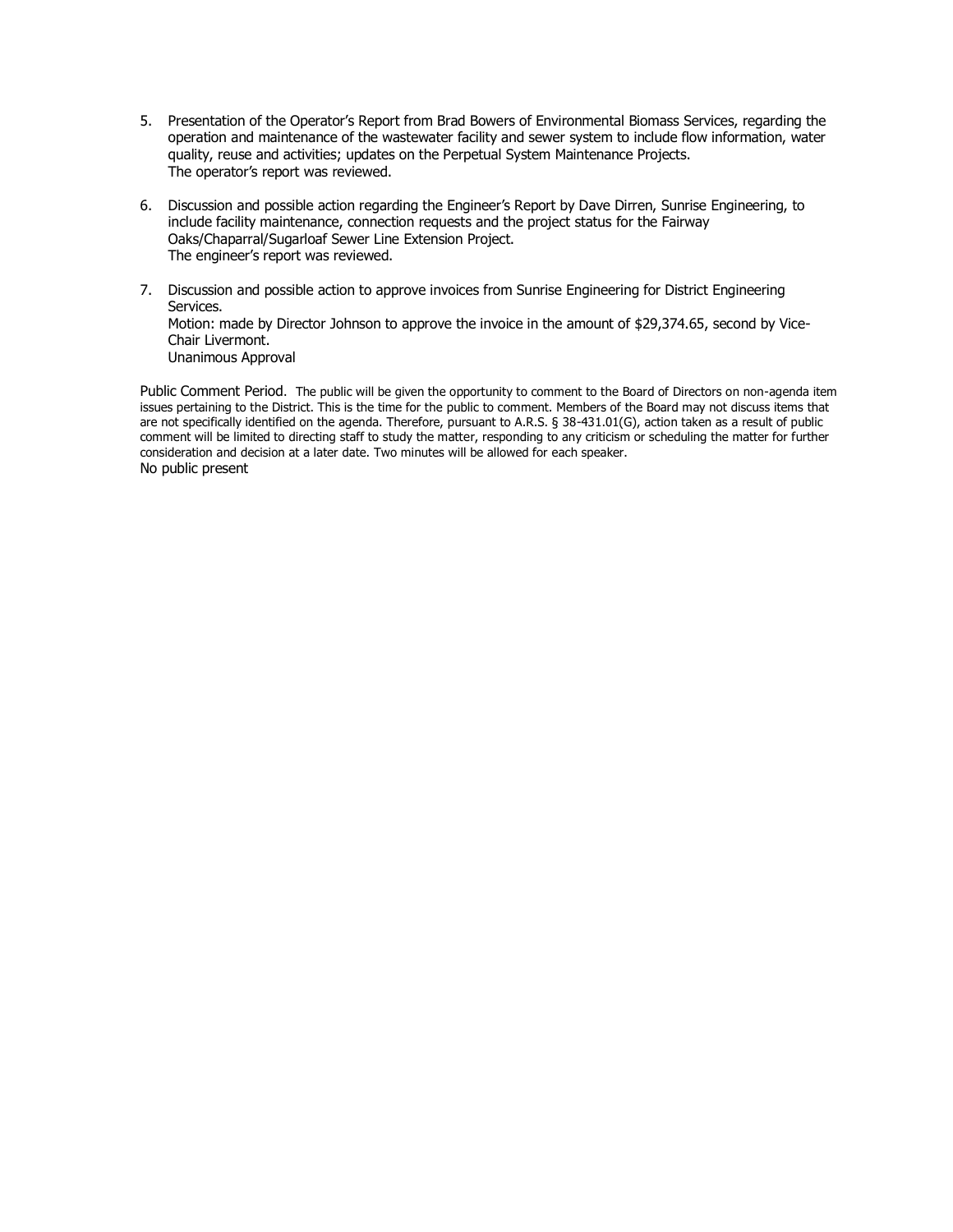5. Presentation of the Operator's Report from Brad Bowers of Environmental Biomass Services, regarding the operation and maintenance of the wastewater facility and sewer system to include flow information, water quality, reuse and activities; updates on the Perpetual System Maintenance Projects.
   The operator's report was reviewed.

6. Discussion and possible action regarding the Engineer's Report by Dave Dirren, Sunrise Engineering, to include facility maintenance, connection requests and the project status for the Fairway Oaks/Chaparral/Sugarloaf Sewer Line Extension Project.
   The engineer's report was reviewed.

7. Discussion and possible action to approve invoices from Sunrise Engineering for District Engineering Services.
   Motion: made by Director Johnson to approve the invoice in the amount of $29,374.65, second by Vice-Chair Livermont.
   Unanimous Approval

Public Comment Period. The public will be given the opportunity to comment to the Board of Directors on non-agenda item issues pertaining to the District. This is the time for the public to comment. Members of the Board may not discuss items that are not specifically identified on the agenda. Therefore, pursuant to A.R.S. § 38-431.01(G), action taken as a result of public comment will be limited to directing staff to study the matter, responding to any criticism or scheduling the matter for further consideration and decision at a later date. Two minutes will be allowed for each speaker.
No public present